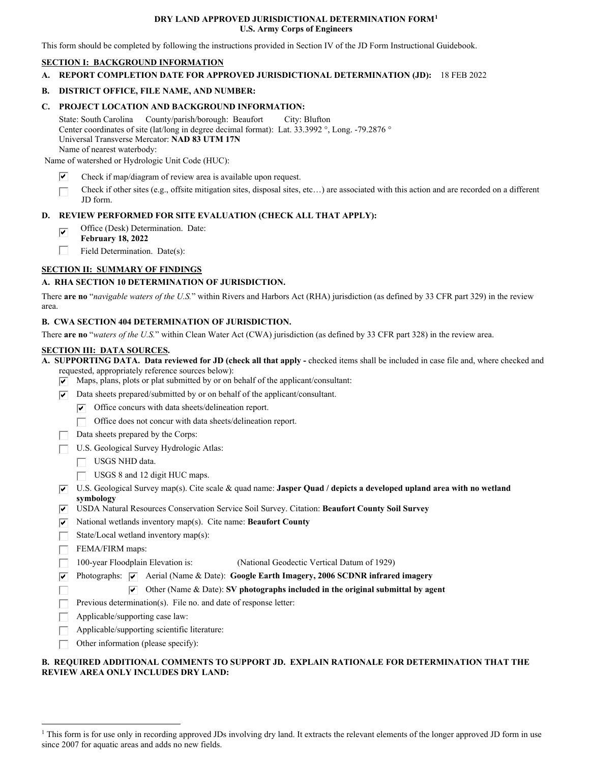# DRY LAND APPROVED JURISDICTIONAL DETERMINATION FORM[1]
## U.S. Army Corps of Engineers

This form should be completed by following the instructions provided in Section IV of the JD Form Instructional Guidebook.

**SECTION I: BACKGROUND INFORMATION**

**A. REPORT COMPLETION DATE FOR APPROVED JURISDICTIONAL DETERMINATION (JD):** 18 FEB 2022

**B. DISTRICT OFFICE, FILE NAME, AND NUMBER:**

**C. PROJECT LOCATION AND BACKGROUND INFORMATION:**

State: South Carolina County/parish/borough: Beaufort City: Blufton
Center coordinates of site (lat/long in degree decimal format): Lat. 33.3992 °, Long. -79.2876 °
Universal Transverse Mercator: **NAD 83 UTM 17N**
Name of nearest waterbody:
Name of watershed or Hydrologic Unit Code (HUC):

- [x] Check if map/diagram of review area is available upon request.
- [ ] Check if other sites (e.g., offsite mitigation sites, disposal sites, etc…) are associated with this action and are recorded on a different JD form.

**D. REVIEW PERFORMED FOR SITE EVALUATION (CHECK ALL THAT APPLY):**

- [x] Office (Desk) Determination. Date: **February 18, 2022**
- [ ] Field Determination. Date(s):

**SECTION II: SUMMARY OF FINDINGS**

**A. RHA SECTION 10 DETERMINATION OF JURISDICTION.**

There **are no** "*navigable waters of the U.S.*" within Rivers and Harbors Act (RHA) jurisdiction (as defined by 33 CFR part 329) in the review area.

**B. CWA SECTION 404 DETERMINATION OF JURISDICTION.**

There **are no** "*waters of the U.S.*" within Clean Water Act (CWA) jurisdiction (as defined by 33 CFR part 328) in the review area.

**SECTION III: DATA SOURCES.**

**A. SUPPORTING DATA. Data reviewed for JD (check all that apply -** checked items shall be included in case file and, where checked and requested, appropriately reference sources below):

- [x] Maps, plans, plots or plat submitted by or on behalf of the applicant/consultant:
- [x] Data sheets prepared/submitted by or on behalf of the applicant/consultant.
  - [x] Office concurs with data sheets/delineation report.
  - [ ] Office does not concur with data sheets/delineation report.
- [ ] Data sheets prepared by the Corps:
- [ ] U.S. Geological Survey Hydrologic Atlas:
  - [ ] USGS NHD data.
  - [ ] USGS 8 and 12 digit HUC maps.
- [x] U.S. Geological Survey map(s). Cite scale & quad name: **Jasper Quad / depicts a developed upland area with no wetland symbology**
- [x] USDA Natural Resources Conservation Service Soil Survey. Citation: **Beaufort County Soil Survey**
- [x] National wetlands inventory map(s). Cite name: **Beaufort County**
- [ ] State/Local wetland inventory map(s):
- [ ] FEMA/FIRM maps:
- [ ] 100-year Floodplain Elevation is: (National Geodectic Vertical Datum of 1929)
- [x] Photographs: [x] Aerial (Name & Date): **Google Earth Imagery, 2006 SCDNR infrared imagery**
- [ ] [x] Other (Name & Date): **SV photographs included in the original submittal by agent**
- [ ] Previous determination(s). File no. and date of response letter:
- [ ] Applicable/supporting case law:
- [ ] Applicable/supporting scientific literature:
- [ ] Other information (please specify):

**B. REQUIRED ADDITIONAL COMMENTS TO SUPPORT JD. EXPLAIN RATIONALE FOR DETERMINATION THAT THE REVIEW AREA ONLY INCLUDES DRY LAND:**

---

[1] This form is for use only in recording approved JDs involving dry land. It extracts the relevant elements of the longer approved JD form in use since 2007 for aquatic areas and adds no new fields.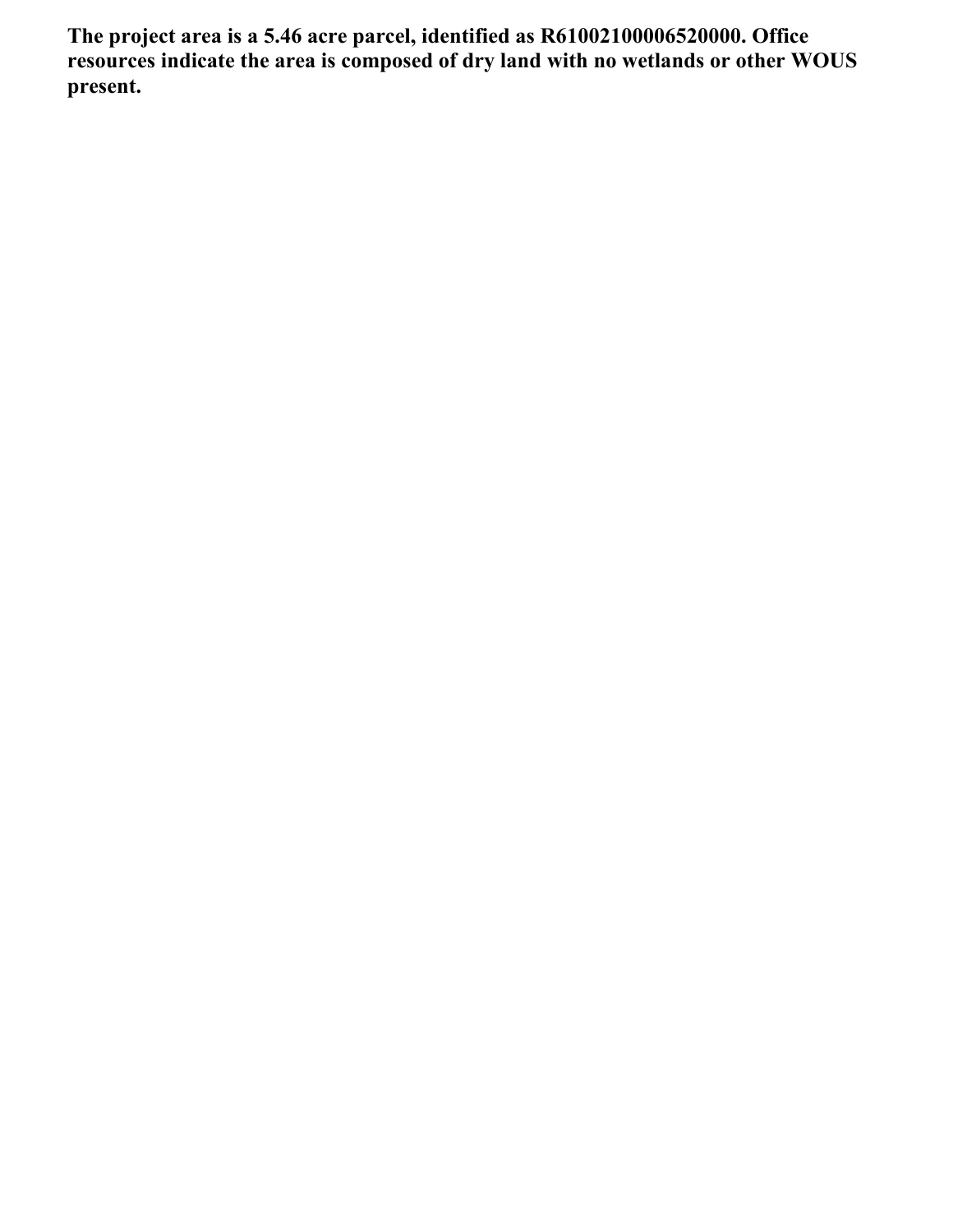**The project area is a 5.46 acre parcel, identified as R61002100006520000. Office resources indicate the area is composed of dry land with no wetlands or other WOUS present.**